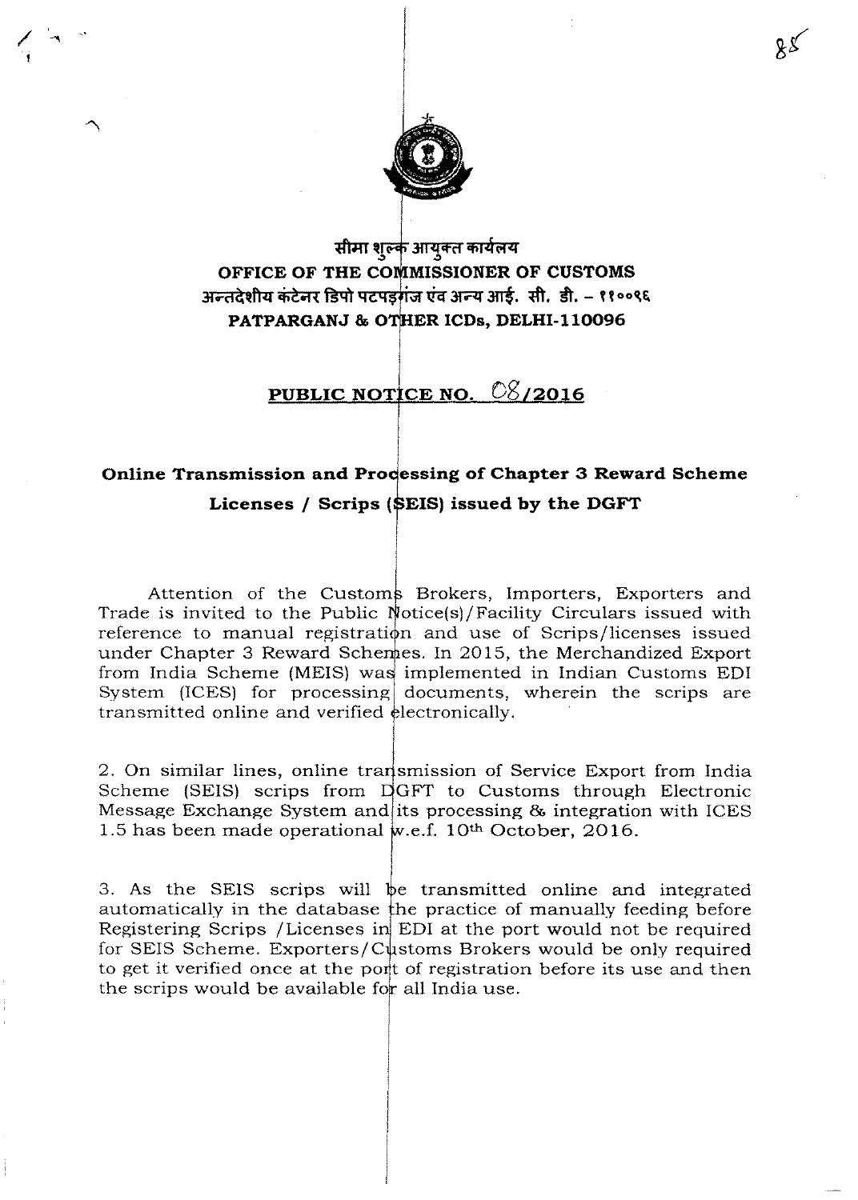सीमा शुल्क आयुक्त कार्यालय

**OFFICE OF THE COMMISSIONER OF CUSTOMS**

अन्तदेशीय कंटेनर डिपो पटपड़गंज एंव अन्य आई. सी. डी. – ११००९६

**PATPARGANJ & OTHER ICDs, DELHI-110096**

## PUBLIC NOTICE NO. 08/2016

### Online Transmission and Processing of Chapter 3 Reward Scheme Licenses / Scrips (SEIS) issued by the DGFT

Attention of the Customs Brokers, Importers, Exporters and Trade is invited to the Public Notice(s)/Facility Circulars issued with reference to manual registration and use of Scrips/licenses issued under Chapter 3 Reward Schemes. In 2015, the Merchandized Export from India Scheme (MEIS) was implemented in Indian Customs EDI System (ICES) for processing documents, wherein the scrips are transmitted online and verified electronically.

2. On similar lines, online transmission of Service Export from India Scheme (SEIS) scrips from DGFT to Customs through Electronic Message Exchange System and its processing & integration with ICES 1.5 has been made operational w.e.f. 10th October, 2016.

3. As the SEIS scrips will be transmitted online and integrated automatically in the database the practice of manually feeding before Registering Scrips /Licenses in EDI at the port would not be required for SEIS Scheme. Exporters/Customs Brokers would be only required to get it verified once at the port of registration before its use and then the scrips would be available for all India use.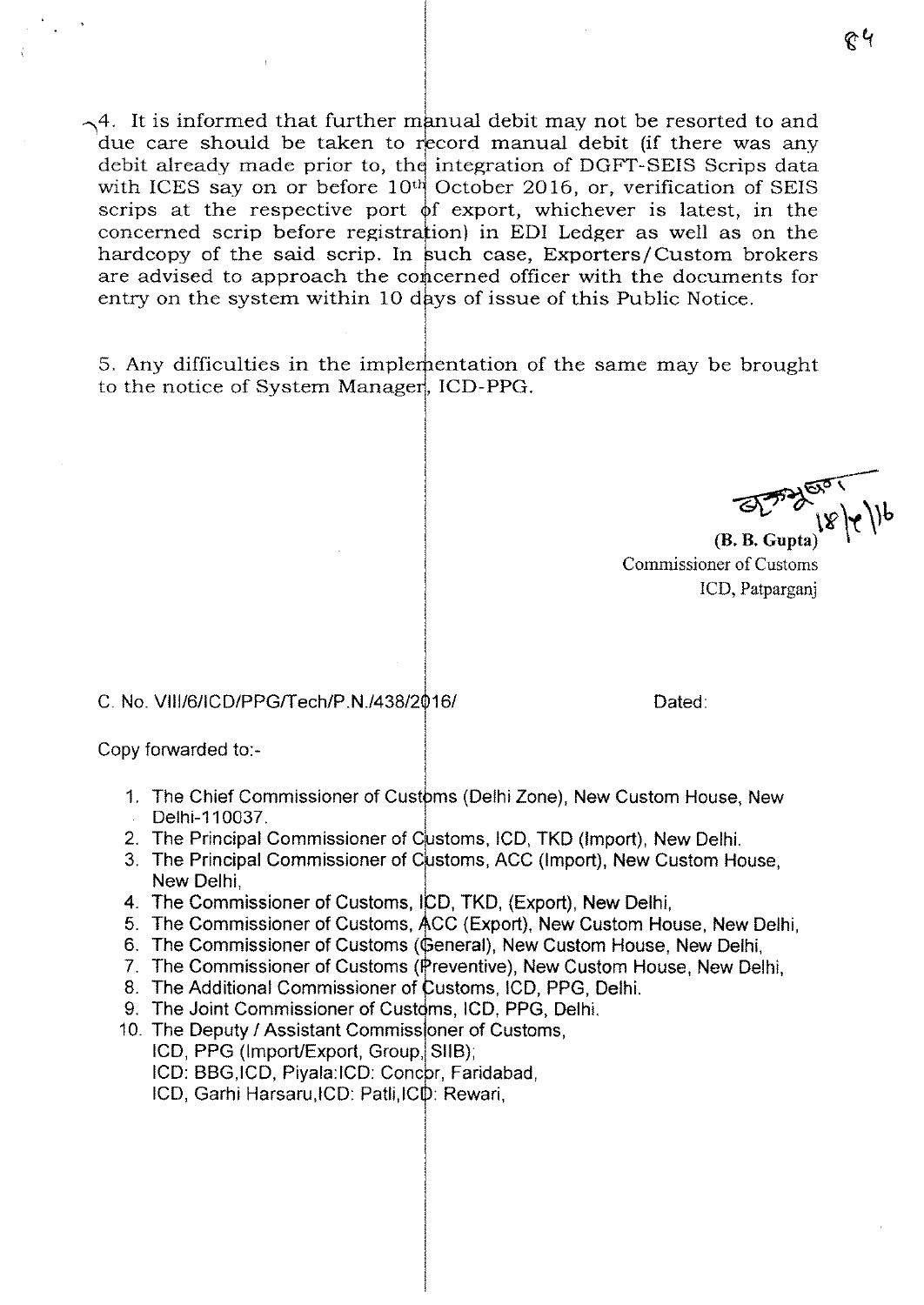4. It is informed that further manual debit may not be resorted to and due care should be taken to record manual debit (if there was any debit already made prior to, the integration of DGFT-SEIS Scrips data with ICES say on or before 10th October 2016, or, verification of SEIS scrips at the respective port of export, whichever is latest, in the concerned scrip before registration) in EDI Ledger as well as on the hardcopy of the said scrip. In such case, Exporters/Custom brokers are advised to approach the concerned officer with the documents for entry on the system within 10 days of issue of this Public Notice.

5. Any difficulties in the implementation of the same may be brought to the notice of System Manager, ICD-PPG.

18/10/16

**(B. B. Gupta)**
Commissioner of Customs
ICD, Patparganj

C. No. VIII/6/ICD/PPG/Tech/P.N./438/2016/ Dated:

Copy forwarded to:-

1. The Chief Commissioner of Customs (Delhi Zone), New Custom House, New Delhi-110037.
2. The Principal Commissioner of Customs, ICD, TKD (Import), New Delhi.
3. The Principal Commissioner of Customs, ACC (Import), New Custom House, New Delhi,
4. The Commissioner of Customs, ICD, TKD, (Export), New Delhi,
5. The Commissioner of Customs, ACC (Export), New Custom House, New Delhi,
6. The Commissioner of Customs (General), New Custom House, New Delhi,
7. The Commissioner of Customs (Preventive), New Custom House, New Delhi,
8. The Additional Commissioner of Customs, ICD, PPG, Delhi.
9. The Joint Commissioner of Customs, ICD, PPG, Delhi.
10. The Deputy / Assistant Commissioner of Customs,
    ICD, PPG (Import/Export, Group, SIIB);
    ICD: BBG,ICD, Piyala:ICD: Concor, Faridabad,
    ICD, Garhi Harsaru,ICD: Patli,ICD: Rewari,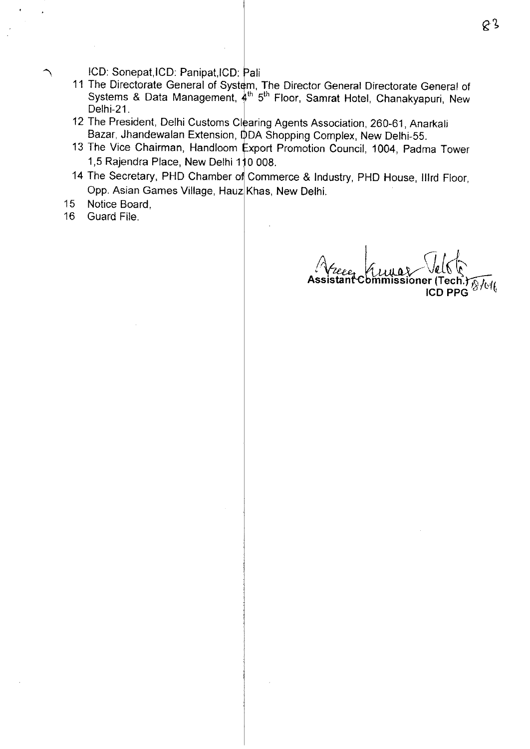ICD: Sonepat,ICD: Panipat,ICD: Pali

11 The Directorate General of System, The Director General Directorate General of Systems & Data Management, 4th 5th Floor, Samrat Hotel, Chanakyapuri, New Delhi-21.

12 The President, Delhi Customs Clearing Agents Association, 260-61, Anarkali Bazar, Jhandewalan Extension, DDA Shopping Complex, New Delhi-55.

13 The Vice Chairman, Handloom Export Promotion Council, 1004, Padma Tower 1,5 Rajendra Place, New Delhi 110 008.

14 The Secretary, PHD Chamber of Commerce & Industry, PHD House, IIIrd Floor, Opp. Asian Games Village, Hauz Khas, New Delhi.

15 Notice Board,

16 Guard File.

**Assistant Commissioner (Tech.)**
**ICD PPG**